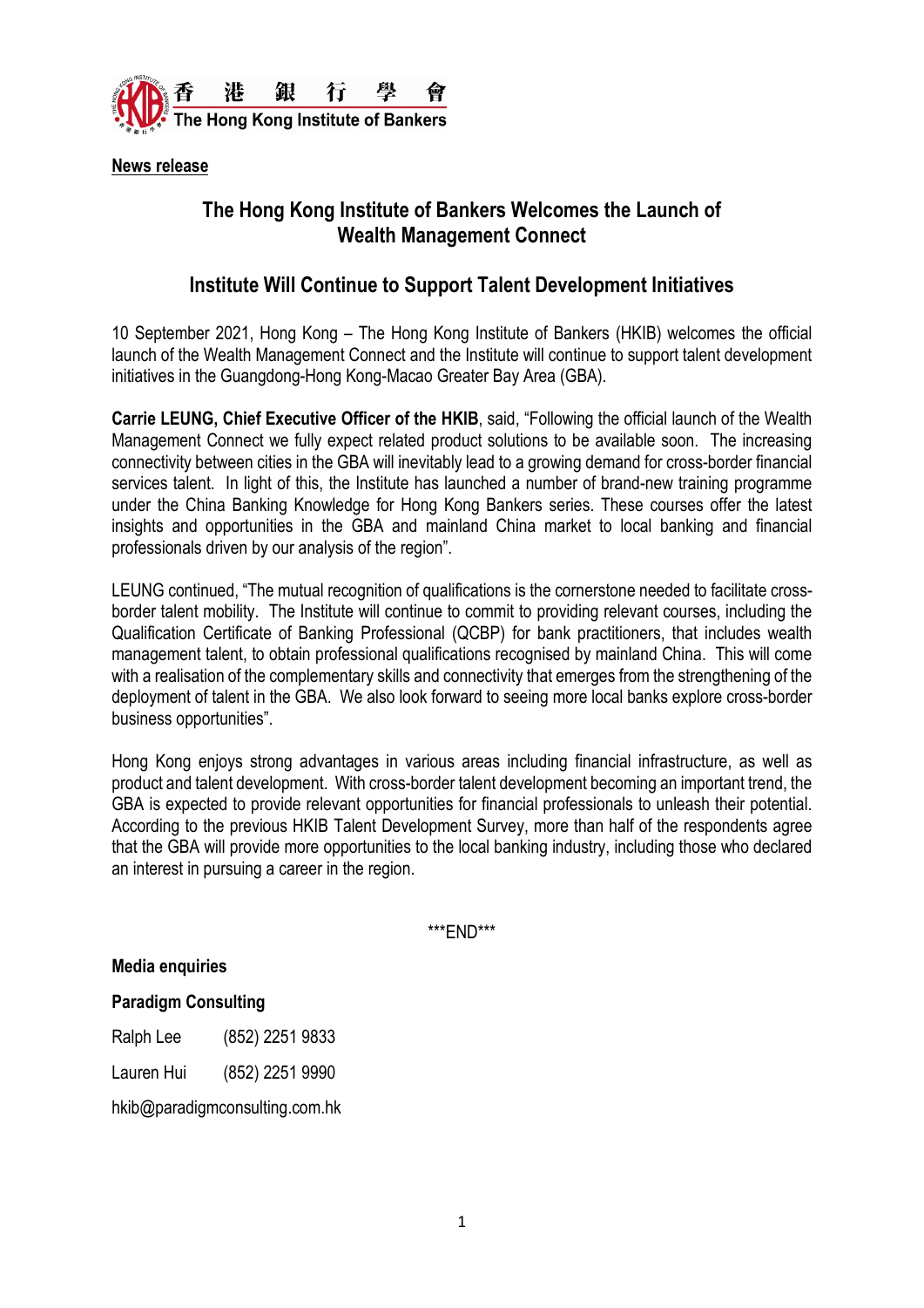香港銀行學會
The Hong Kong Institute of Bankers

**News release**

# The Hong Kong Institute of Bankers Welcomes the Launch of Wealth Management Connect

## Institute Will Continue to Support Talent Development Initiatives

10 September 2021, Hong Kong – The Hong Kong Institute of Bankers (HKIB) welcomes the official launch of the Wealth Management Connect and the Institute will continue to support talent development initiatives in the Guangdong-Hong Kong-Macao Greater Bay Area (GBA).

**Carrie LEUNG, Chief Executive Officer of the HKIB**, said, "Following the official launch of the Wealth Management Connect we fully expect related product solutions to be available soon. The increasing connectivity between cities in the GBA will inevitably lead to a growing demand for cross-border financial services talent. In light of this, the Institute has launched a number of brand-new training programme under the China Banking Knowledge for Hong Kong Bankers series. These courses offer the latest insights and opportunities in the GBA and mainland China market to local banking and financial professionals driven by our analysis of the region".

LEUNG continued, "The mutual recognition of qualifications is the cornerstone needed to facilitate cross-border talent mobility. The Institute will continue to commit to providing relevant courses, including the Qualification Certificate of Banking Professional (QCBP) for bank practitioners, that includes wealth management talent, to obtain professional qualifications recognised by mainland China. This will come with a realisation of the complementary skills and connectivity that emerges from the strengthening of the deployment of talent in the GBA. We also look forward to seeing more local banks explore cross-border business opportunities".

Hong Kong enjoys strong advantages in various areas including financial infrastructure, as well as product and talent development. With cross-border talent development becoming an important trend, the GBA is expected to provide relevant opportunities for financial professionals to unleash their potential. According to the previous HKIB Talent Development Survey, more than half of the respondents agree that the GBA will provide more opportunities to the local banking industry, including those who declared an interest in pursuing a career in the region.

***END***

**Media enquiries**

**Paradigm Consulting**

Ralph Lee (852) 2251 9833

Lauren Hui (852) 2251 9990

hkib@paradigmconsulting.com.hk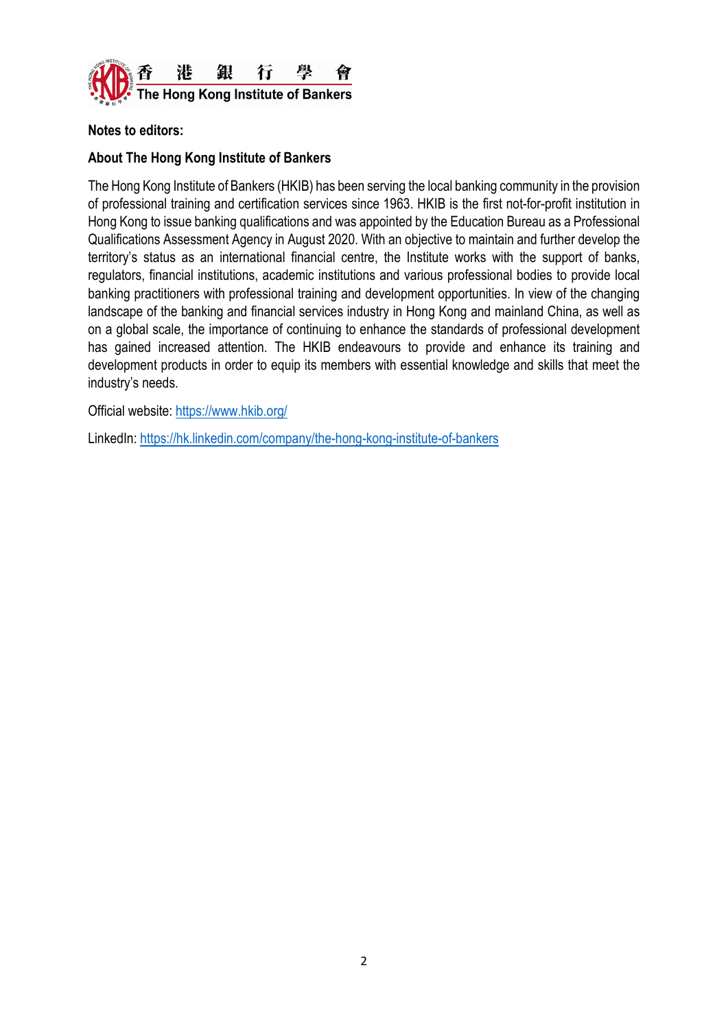**Notes to editors:**

**About The Hong Kong Institute of Bankers**

The Hong Kong Institute of Bankers (HKIB) has been serving the local banking community in the provision of professional training and certification services since 1963. HKIB is the first not-for-profit institution in Hong Kong to issue banking qualifications and was appointed by the Education Bureau as a Professional Qualifications Assessment Agency in August 2020. With an objective to maintain and further develop the territory's status as an international financial centre, the Institute works with the support of banks, regulators, financial institutions, academic institutions and various professional bodies to provide local banking practitioners with professional training and development opportunities. In view of the changing landscape of the banking and financial services industry in Hong Kong and mainland China, as well as on a global scale, the importance of continuing to enhance the standards of professional development has gained increased attention. The HKIB endeavours to provide and enhance its training and development products in order to equip its members with essential knowledge and skills that meet the industry's needs.

Official website: https://www.hkib.org/

LinkedIn: https://hk.linkedin.com/company/the-hong-kong-institute-of-bankers